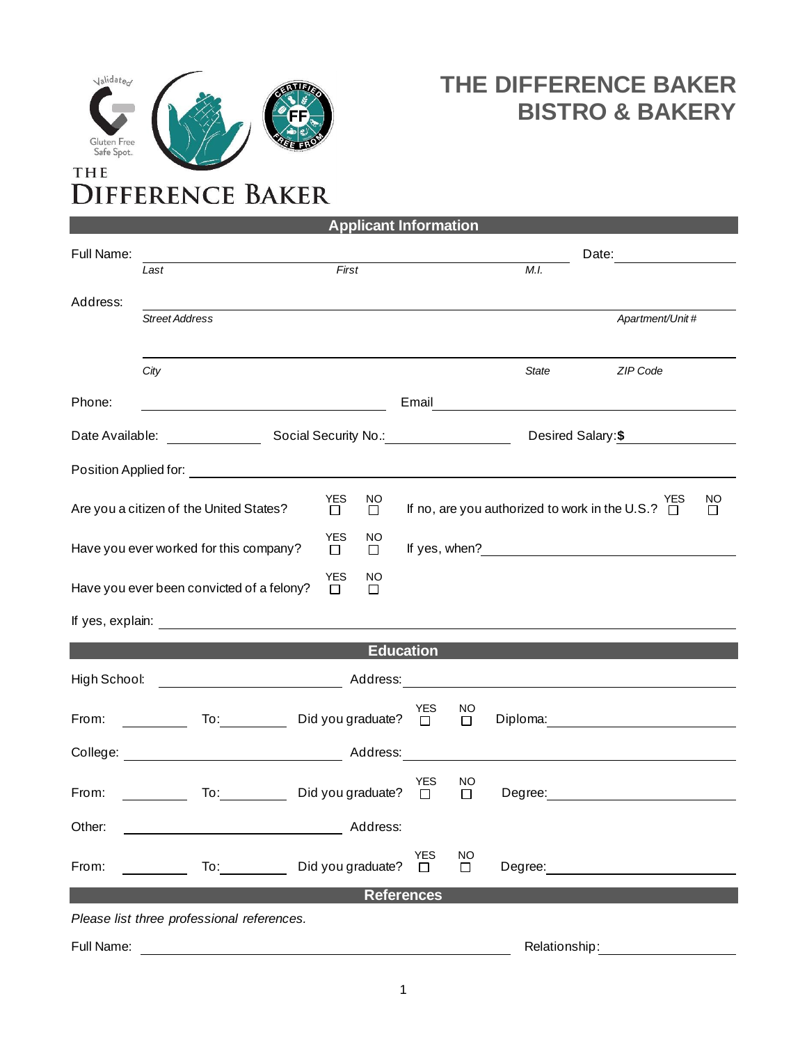Validated

Gluten Free Safe Spot.

CERTIFIED FF FREE FROM

THE DIFFERENCE BAKER

# THE DIFFERENCE BAKER BISTRO & BAKERY

## Applicant Information

Full Name: ______________________________ Date: ____________

*Last* *First* *M.I.*

Address: ______________________________

*Street Address* *Apartment/Unit #*

______________________________

*City* *State* *ZIP Code*

Phone: ____________ Email ____________

Date Available: ____________ Social Security No.: ____________ Desired Salary: **$** ____________

Position Applied for: ______________________________

Are you a citizen of the United States? YES ☐ NO ☐ If no, are you authorized to work in the U.S.? YES ☐ NO ☐

Have you ever worked for this company? YES ☐ NO ☐ If yes, when? ____________

Have you ever been convicted of a felony? YES ☐ NO ☐

If yes, explain: ______________________________

## Education

High School: ____________ Address: ____________

From: ________ To: ________ Did you graduate? YES ☐ NO ☐ Diploma: ____________

College: ____________ Address: ____________

From: ________ To: ________ Did you graduate? YES ☐ NO ☐ Degree: ____________

Other: ____________ Address:

From: ________ To: ________ Did you graduate? YES ☐ NO ☐ Degree: ____________

## References

*Please list three professional references.*

Full Name: ______________________________ Relationship: ____________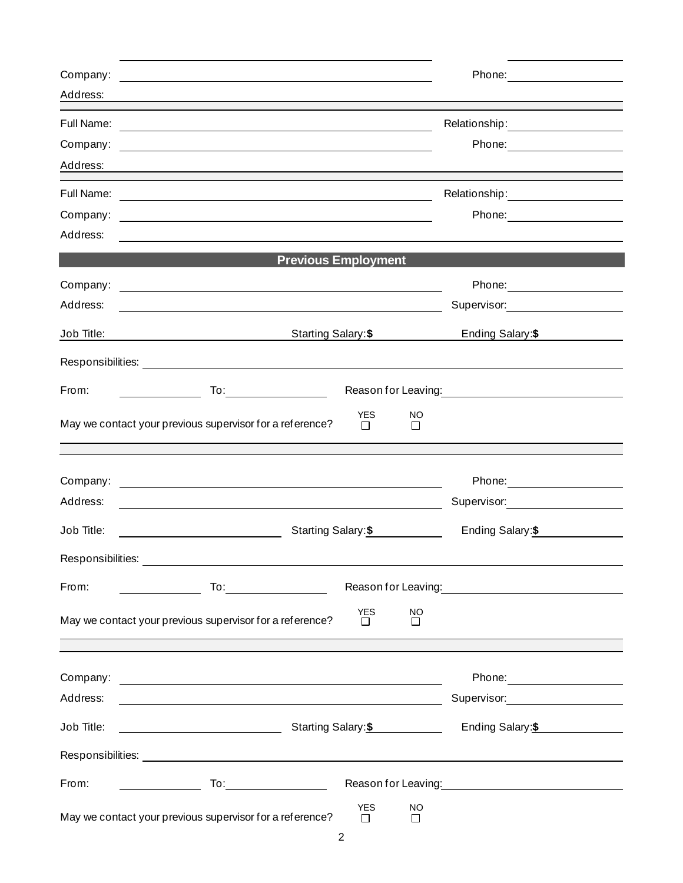Company: ______________________________ Phone: ______________

Address: ______________________________________________________

Full Name: ______________________________ Relationship: ______________

Company: ______________________________ Phone: ______________

Address: ______________________________________________________

Full Name: ______________________________ Relationship: ______________

Company: ______________________________ Phone: ______________

Address: ______________________________________________________

## Previous Employment

Company: ______________________________ Phone: ______________

Address: ______________________________ Supervisor: ______________

Job Title: ______________ Starting Salary: **$** ______________ Ending Salary: **$** ______________

Responsibilities: ______________________________________________________

From: ______________ To: ______________ Reason for Leaving: ______________

May we contact your previous supervisor for a reference? YES ☐ NO ☐

---

Company: ______________________________ Phone: ______________

Address: ______________________________ Supervisor: ______________

Job Title: ______________ Starting Salary: **$** ______________ Ending Salary: **$** ______________

Responsibilities: ______________________________________________________

From: ______________ To: ______________ Reason for Leaving: ______________

May we contact your previous supervisor for a reference? YES ☐ NO ☐

---

Company: ______________________________ Phone: ______________

Address: ______________________________ Supervisor: ______________

Job Title: ______________ Starting Salary: **$** ______________ Ending Salary: **$** ______________

Responsibilities: ______________________________________________________

From: ______________ To: ______________ Reason for Leaving: ______________

May we contact your previous supervisor for a reference? YES ☐ NO ☐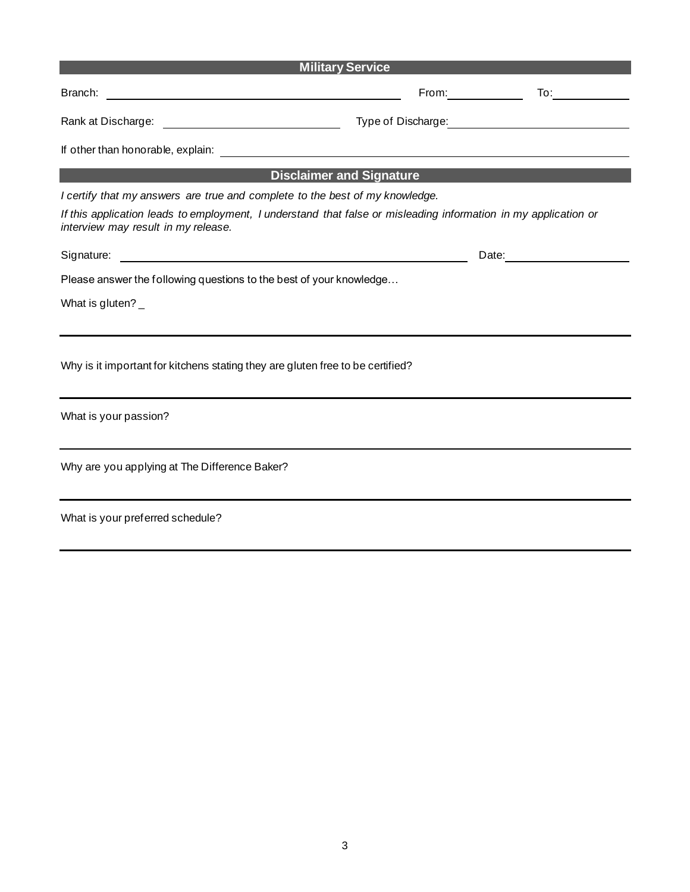## Military Service

Branch: ______________________ From: __________ To: __________

Rank at Discharge: ______________________ Type of Discharge: ______________________

If other than honorable, explain: ______________________

## Disclaimer and Signature

*I certify that my answers are true and complete to the best of my knowledge.*

*If this application leads to employment, I understand that false or misleading information in my application or interview may result in my release.*

Signature: ______________________ Date: __________

Please answer the following questions to the best of your knowledge…

What is gluten? _

______________________

Why is it important for kitchens stating they are gluten free to be certified?

______________________

What is your passion?

______________________

Why are you applying at The Difference Baker?

______________________

What is your preferred schedule?

______________________